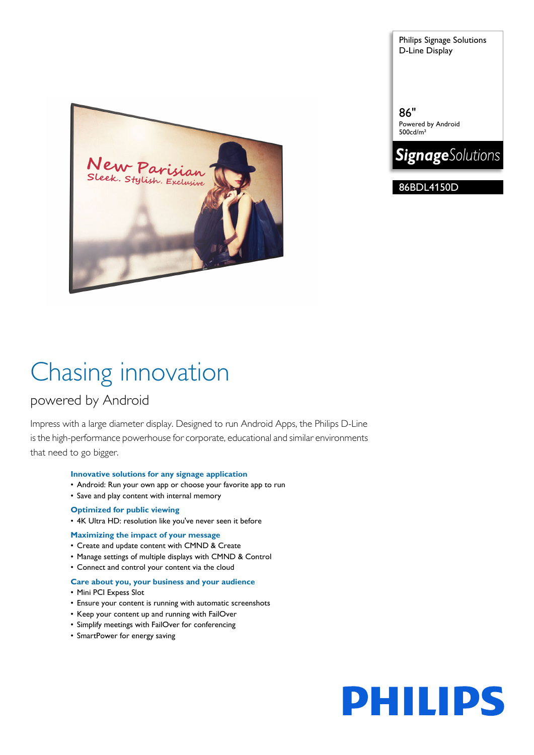Philips Signage Solutions
D-Line Display

86"
Powered by Android
500cd/m²

*Signage*Solutions

86BDL4150D

# Chasing innovation

## powered by Android

Impress with a large diameter display. Designed to run Android Apps, the Philips D-Line is the high-performance powerhouse for corporate, educational and similar environments that need to go bigger.

### Innovative solutions for any signage application

- Android: Run your own app or choose your favorite app to run
- Save and play content with internal memory

### Optimized for public viewing

- 4K Ultra HD: resolution like you've never seen it before

### Maximizing the impact of your message

- Create and update content with CMND & Create
- Manage settings of multiple displays with CMND & Control
- Connect and control your content via the cloud

### Care about you, your business and your audience

- Mini PCI Express Slot
- Ensure your content is running with automatic screenshots
- Keep your content up and running with FailOver
- Simplify meetings with FailOver for conferencing
- SmartPower for energy saving

PHILIPS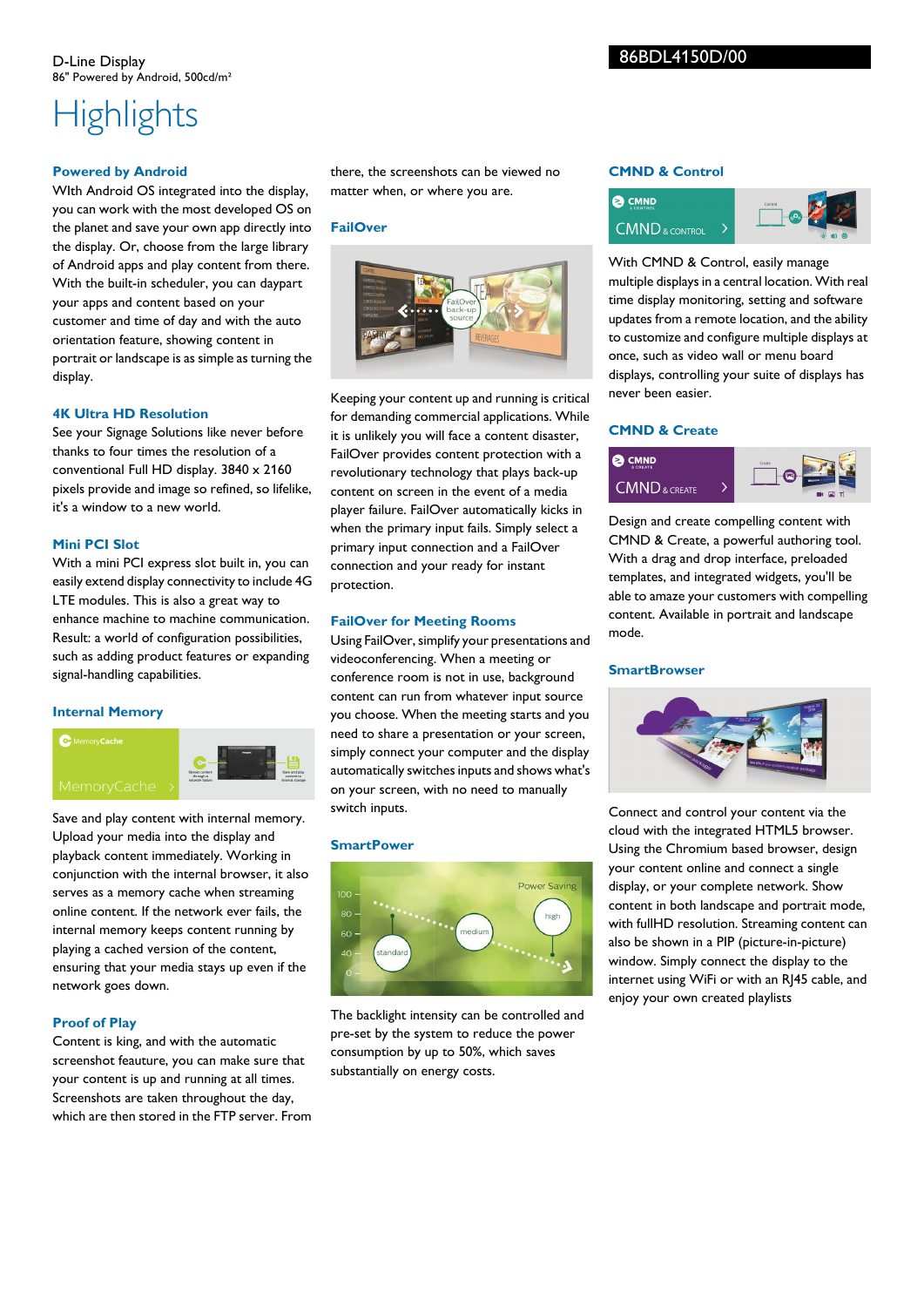# Highlights

## Powered by Android

WIth Android OS integrated into the display, you can work with the most developed OS on the planet and save your own app directly into the display. Or, choose from the large library of Android apps and play content from there. With the built-in scheduler, you can daypart your apps and content based on your customer and time of day and with the auto orientation feature, showing content in portrait or landscape is as simple as turning the display.

## 4K Ultra HD Resolution

See your Signage Solutions like never before thanks to four times the resolution of a conventional Full HD display. 3840 x 2160 pixels provide and image so refined, so lifelike, it's a window to a new world.

## Mini PCI Slot

With a mini PCI express slot built in, you can easily extend display connectivity to include 4G LTE modules. This is also a great way to enhance machine to machine communication. Result: a world of configuration possibilities, such as adding product features or expanding signal-handling capabilities.

## Internal Memory

Save and play content with internal memory. Upload your media into the display and playback content immediately. Working in conjunction with the internal browser, it also serves as a memory cache when streaming online content. If the network ever fails, the internal memory keeps content running by playing a cached version of the content, ensuring that your media stays up even if the network goes down.

## Proof of Play

Content is king, and with the automatic screenshot feauture, you can make sure that your content is up and running at all times. Screenshots are taken throughout the day, which are then stored in the FTP server. From there, the screenshots can be viewed no matter when, or where you are.

## FailOver

Keeping your content up and running is critical for demanding commercial applications. While it is unlikely you will face a content disaster, FailOver provides content protection with a revolutionary technology that plays back-up content on screen in the event of a media player failure. FailOver automatically kicks in when the primary input fails. Simply select a primary input connection and a FailOver connection and your ready for instant protection.

## FailOver for Meeting Rooms

Using FailOver, simplify your presentations and videoconferencing. When a meeting or conference room is not in use, background content can run from whatever input source you choose. When the meeting starts and you need to share a presentation or your screen, simply connect your computer and the display automatically switches inputs and shows what's on your screen, with no need to manually switch inputs.

## SmartPower

The backlight intensity can be controlled and pre-set by the system to reduce the power consumption by up to 50%, which saves substantially on energy costs.

## CMND & Control

With CMND & Control, easily manage multiple displays in a central location. With real time display monitoring, setting and software updates from a remote location, and the ability to customize and configure multiple displays at once, such as video wall or menu board displays, controlling your suite of displays has never been easier.

## CMND & Create

Design and create compelling content with CMND & Create, a powerful authoring tool. With a drag and drop interface, preloaded templates, and integrated widgets, you'll be able to amaze your customers with compelling content. Available in portrait and landscape mode.

## SmartBrowser

Connect and control your content via the cloud with the integrated HTML5 browser. Using the Chromium based browser, design your content online and connect a single display, or your complete network. Show content in both landscape and portrait mode, with fullHD resolution. Streaming content can also be shown in a PIP (picture-in-picture) window. Simply connect the display to the internet using WiFi or with an RJ45 cable, and enjoy your own created playlists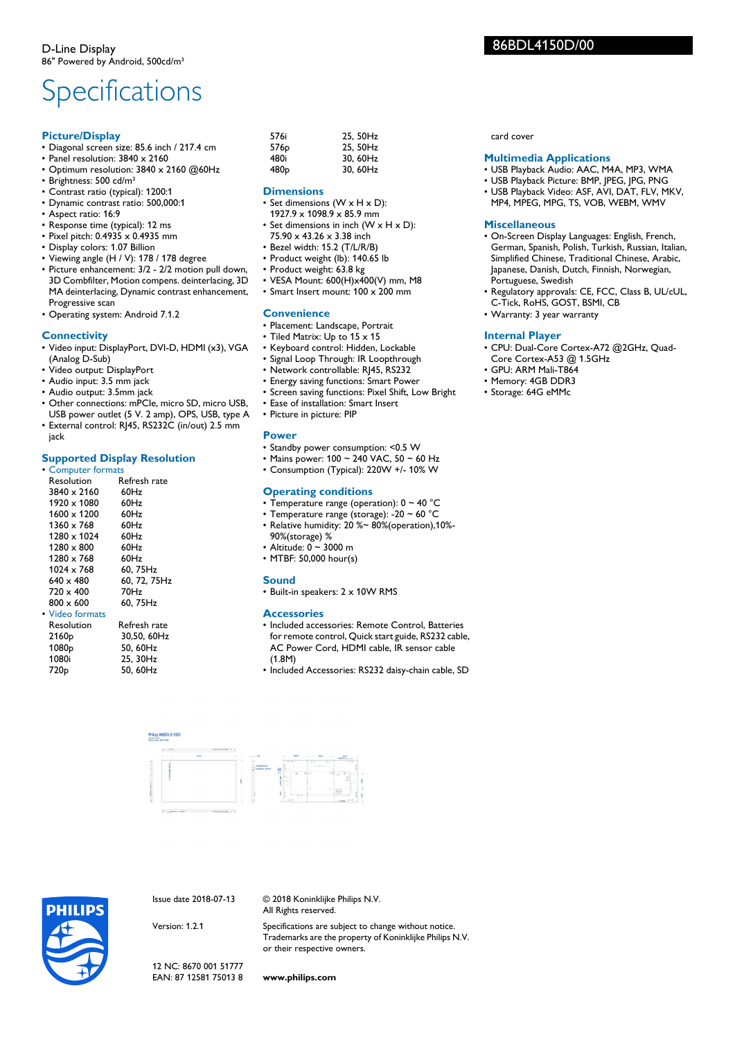D-Line Display
86" Powered by Android, 500cd/m²

86BDL4150D/00

# Specifications

## Picture/Display

- Diagonal screen size: 85.6 inch / 217.4 cm
- Panel resolution: 3840 x 2160
- Optimum resolution: 3840 x 2160 @60Hz
- Brightness: 500 cd/m²
- Contrast ratio (typical): 1200:1
- Dynamic contrast ratio: 500,000:1
- Aspect ratio: 16:9
- Response time (typical): 12 ms
- Pixel pitch: 0.4935 x 0.4935 mm
- Display colors: 1.07 Billion
- Viewing angle (H / V): 178 / 178 degree
- Picture enhancement: 3/2 - 2/2 motion pull down, 3D Combfilter, Motion compens. deinterlacing, 3D MA deinterlacing, Dynamic contrast enhancement, Progressive scan
- Operating system: Android 7.1.2

## Connectivity

- Video input: DisplayPort, DVI-D, HDMI (x3), VGA (Analog D-Sub)
- Video output: DisplayPort
- Audio input: 3.5 mm jack
- Audio output: 3.5mm jack
- Other connections: mPCIe, micro SD, micro USB, USB power outlet (5 V. 2 amp), OPS, USB, type A
- External control: RJ45, RS232C (in/out) 2.5 mm jack

## Supported Display Resolution

- Computer formats

| Resolution | Refresh rate |
|---|---|
| 3840 x 2160 | 60Hz |
| 1920 x 1080 | 60Hz |
| 1600 x 1200 | 60Hz |
| 1360 x 768 | 60Hz |
| 1280 x 1024 | 60Hz |
| 1280 x 800 | 60Hz |
| 1280 x 768 | 60Hz |
| 1024 x 768 | 60, 75Hz |
| 640 x 480 | 60, 72, 75Hz |
| 720 x 400 | 70Hz |
| 800 x 600 | 60, 75Hz |

- Video formats

| Resolution | Refresh rate |
|---|---|
| 2160p | 30,50, 60Hz |
| 1080p | 50, 60Hz |
| 1080i | 25, 30Hz |
| 720p | 50, 60Hz |
| 576i | 25, 50Hz |
| 576p | 25, 50Hz |
| 480i | 30, 60Hz |
| 480p | 30, 60Hz |

## Dimensions

- Set dimensions (W x H x D): 1927.9 x 1098.9 x 85.9 mm
- Set dimensions in inch (W x H x D): 75.90 x 43.26 x 3.38 inch
- Bezel width: 15.2 (T/L/R/B)
- Product weight (lb): 140.65 lb
- Product weight: 63.8 kg
- VESA Mount: 600(H)x400(V) mm, M8
- Smart Insert mount: 100 x 200 mm

## Convenience

- Placement: Landscape, Portrait
- Tiled Matrix: Up to 15 x 15
- Keyboard control: Hidden, Lockable
- Signal Loop Through: IR Loopthrough
- Network controllable: RJ45, RS232
- Energy saving functions: Smart Power
- Screen saving functions: Pixel Shift, Low Bright
- Ease of installation: Smart Insert
- Picture in picture: PIP

## Power

- Standby power consumption: <0.5 W
- Mains power: 100 ~ 240 VAC, 50 ~ 60 Hz
- Consumption (Typical): 220W +/- 10% W

## Operating conditions

- Temperature range (operation): 0 ~ 40 °C
- Temperature range (storage): -20 ~ 60 °C
- Relative humidity: 20 %~ 80%(operation),10%-90%(storage) %
- Altitude: 0 ~ 3000 m
- MTBF: 50,000 hour(s)

## Sound

- Built-in speakers: 2 x 10W RMS

## Accessories

- Included accessories: Remote Control, Batteries for remote control, Quick start guide, RS232 cable, AC Power Cord, HDMI cable, IR sensor cable (1.8M)
- Included Accessories: RS232 daisy-chain cable, SD card cover

## Multimedia Applications

- USB Playback Audio: AAC, M4A, MP3, WMA
- USB Playback Picture: BMP, JPEG, JPG, PNG
- USB Playback Video: ASF, AVI, DAT, FLV, MKV, MP4, MPEG, MPG, TS, VOB, WEBM, WMV

## Miscellaneous

- On-Screen Display Languages: English, French, German, Spanish, Polish, Turkish, Russian, Italian, Simplified Chinese, Traditional Chinese, Arabic, Japanese, Danish, Dutch, Finnish, Norwegian, Portuguese, Swedish
- Regulatory approvals: CE, FCC, Class B, UL/cUL, C-Tick, RoHS, GOST, BSMI, CB
- Warranty: 3 year warranty

## Internal Player

- CPU: Dual-Core Cortex-A72 @2GHz, Quad-Core Cortex-A53 @ 1.5GHz
- GPU: ARM Mali-T864
- Memory: 4GB DDR3
- Storage: 64G eMMc

Issue date 2018-07-13

Version: 1.2.1

12 NC: 8670 001 51777
EAN: 87 12581 75013 8

© 2018 Koninklijke Philips N.V.
All Rights reserved.

Specifications are subject to change without notice. Trademarks are the property of Koninklijke Philips N.V. or their respective owners.

**www.philips.com**